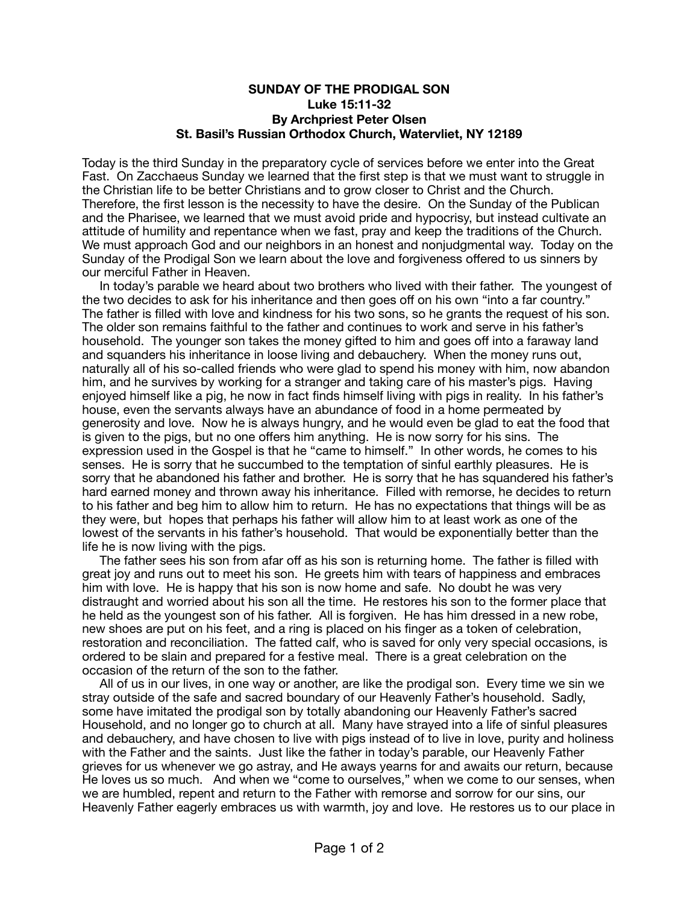**SUNDAY OF THE PRODIGAL SON**
**Luke 15:11-32**
**By Archpriest Peter Olsen**
**St. Basil's Russian Orthodox Church, Watervliet, NY 12189**

Today is the third Sunday in the preparatory cycle of services before we enter into the Great Fast. On Zacchaeus Sunday we learned that the first step is that we must want to struggle in the Christian life to be better Christians and to grow closer to Christ and the Church. Therefore, the first lesson is the necessity to have the desire. On the Sunday of the Publican and the Pharisee, we learned that we must avoid pride and hypocrisy, but instead cultivate an attitude of humility and repentance when we fast, pray and keep the traditions of the Church. We must approach God and our neighbors in an honest and nonjudgmental way. Today on the Sunday of the Prodigal Son we learn about the love and forgiveness offered to us sinners by our merciful Father in Heaven.

In today's parable we heard about two brothers who lived with their father. The youngest of the two decides to ask for his inheritance and then goes off on his own "into a far country." The father is filled with love and kindness for his two sons, so he grants the request of his son. The older son remains faithful to the father and continues to work and serve in his father's household. The younger son takes the money gifted to him and goes off into a faraway land and squanders his inheritance in loose living and debauchery. When the money runs out, naturally all of his so-called friends who were glad to spend his money with him, now abandon him, and he survives by working for a stranger and taking care of his master's pigs. Having enjoyed himself like a pig, he now in fact finds himself living with pigs in reality. In his father's house, even the servants always have an abundance of food in a home permeated by generosity and love. Now he is always hungry, and he would even be glad to eat the food that is given to the pigs, but no one offers him anything. He is now sorry for his sins. The expression used in the Gospel is that he "came to himself." In other words, he comes to his senses. He is sorry that he succumbed to the temptation of sinful earthly pleasures. He is sorry that he abandoned his father and brother. He is sorry that he has squandered his father's hard earned money and thrown away his inheritance. Filled with remorse, he decides to return to his father and beg him to allow him to return. He has no expectations that things will be as they were, but hopes that perhaps his father will allow him to at least work as one of the lowest of the servants in his father's household. That would be exponentially better than the life he is now living with the pigs.

The father sees his son from afar off as his son is returning home. The father is filled with great joy and runs out to meet his son. He greets him with tears of happiness and embraces him with love. He is happy that his son is now home and safe. No doubt he was very distraught and worried about his son all the time. He restores his son to the former place that he held as the youngest son of his father. All is forgiven. He has him dressed in a new robe, new shoes are put on his feet, and a ring is placed on his finger as a token of celebration, restoration and reconciliation. The fatted calf, who is saved for only very special occasions, is ordered to be slain and prepared for a festive meal. There is a great celebration on the occasion of the return of the son to the father.

All of us in our lives, in one way or another, are like the prodigal son. Every time we sin we stray outside of the safe and sacred boundary of our Heavenly Father's household. Sadly, some have imitated the prodigal son by totally abandoning our Heavenly Father's sacred Household, and no longer go to church at all. Many have strayed into a life of sinful pleasures and debauchery, and have chosen to live with pigs instead of to live in love, purity and holiness with the Father and the saints. Just like the father in today's parable, our Heavenly Father grieves for us whenever we go astray, and He aways yearns for and awaits our return, because He loves us so much. And when we "come to ourselves," when we come to our senses, when we are humbled, repent and return to the Father with remorse and sorrow for our sins, our Heavenly Father eagerly embraces us with warmth, joy and love. He restores us to our place in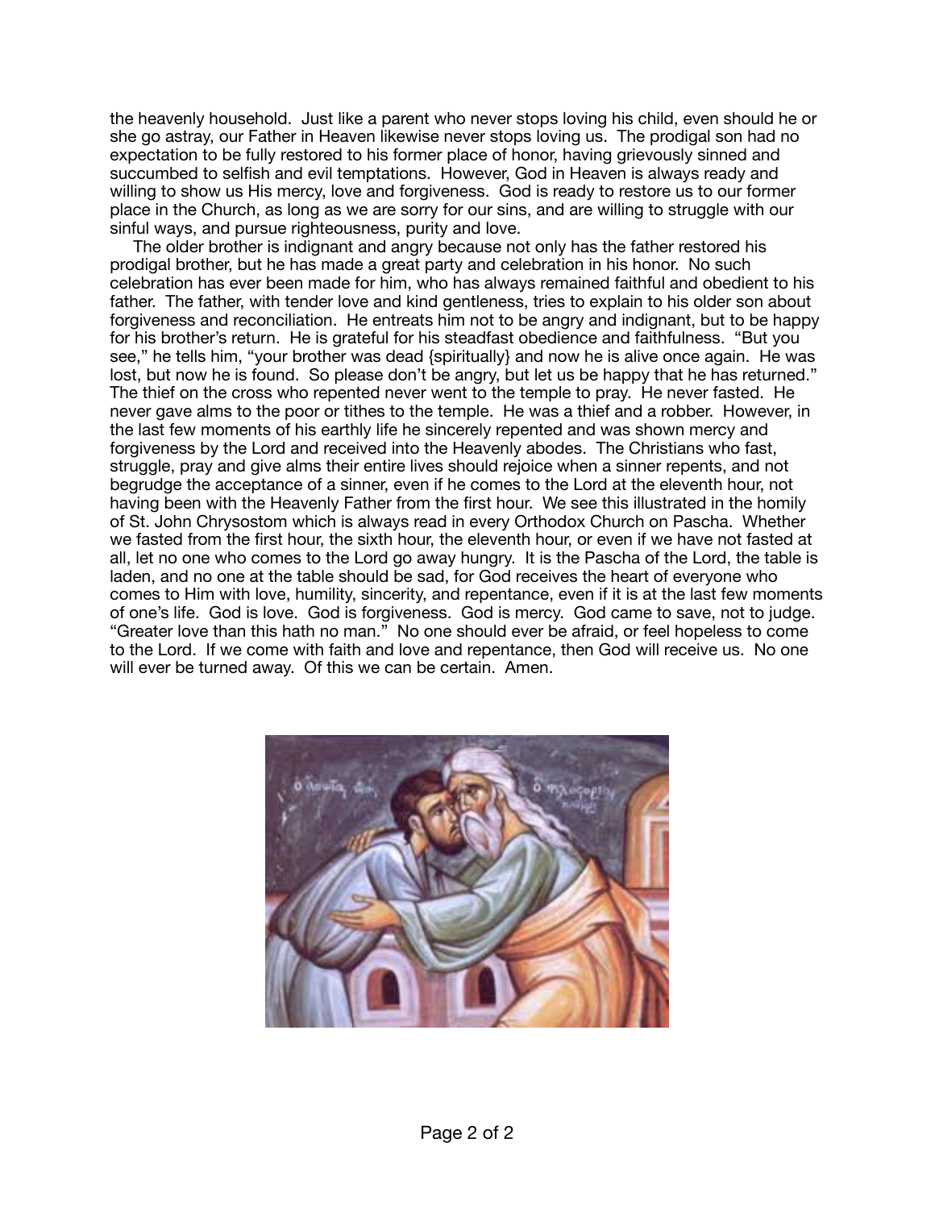the heavenly household. Just like a parent who never stops loving his child, even should he or she go astray, our Father in Heaven likewise never stops loving us. The prodigal son had no expectation to be fully restored to his former place of honor, having grievously sinned and succumbed to selfish and evil temptations. However, God in Heaven is always ready and willing to show us His mercy, love and forgiveness. God is ready to restore us to our former place in the Church, as long as we are sorry for our sins, and are willing to struggle with our sinful ways, and pursue righteousness, purity and love.

The older brother is indignant and angry because not only has the father restored his prodigal brother, but he has made a great party and celebration in his honor. No such celebration has ever been made for him, who has always remained faithful and obedient to his father. The father, with tender love and kind gentleness, tries to explain to his older son about forgiveness and reconciliation. He entreats him not to be angry and indignant, but to be happy for his brother's return. He is grateful for his steadfast obedience and faithfulness. "But you see," he tells him, "your brother was dead {spiritually} and now he is alive once again. He was lost, but now he is found. So please don't be angry, but let us be happy that he has returned." The thief on the cross who repented never went to the temple to pray. He never fasted. He never gave alms to the poor or tithes to the temple. He was a thief and a robber. However, in the last few moments of his earthly life he sincerely repented and was shown mercy and forgiveness by the Lord and received into the Heavenly abodes. The Christians who fast, struggle, pray and give alms their entire lives should rejoice when a sinner repents, and not begrudge the acceptance of a sinner, even if he comes to the Lord at the eleventh hour, not having been with the Heavenly Father from the first hour. We see this illustrated in the homily of St. John Chrysostom which is always read in every Orthodox Church on Pascha. Whether we fasted from the first hour, the sixth hour, the eleventh hour, or even if we have not fasted at all, let no one who comes to the Lord go away hungry. It is the Pascha of the Lord, the table is laden, and no one at the table should be sad, for God receives the heart of everyone who comes to Him with love, humility, sincerity, and repentance, even if it is at the last few moments of one's life. God is love. God is forgiveness. God is mercy. God came to save, not to judge. "Greater love than this hath no man." No one should ever be afraid, or feel hopeless to come to the Lord. If we come with faith and love and repentance, then God will receive us. No one will ever be turned away. Of this we can be certain. Amen.